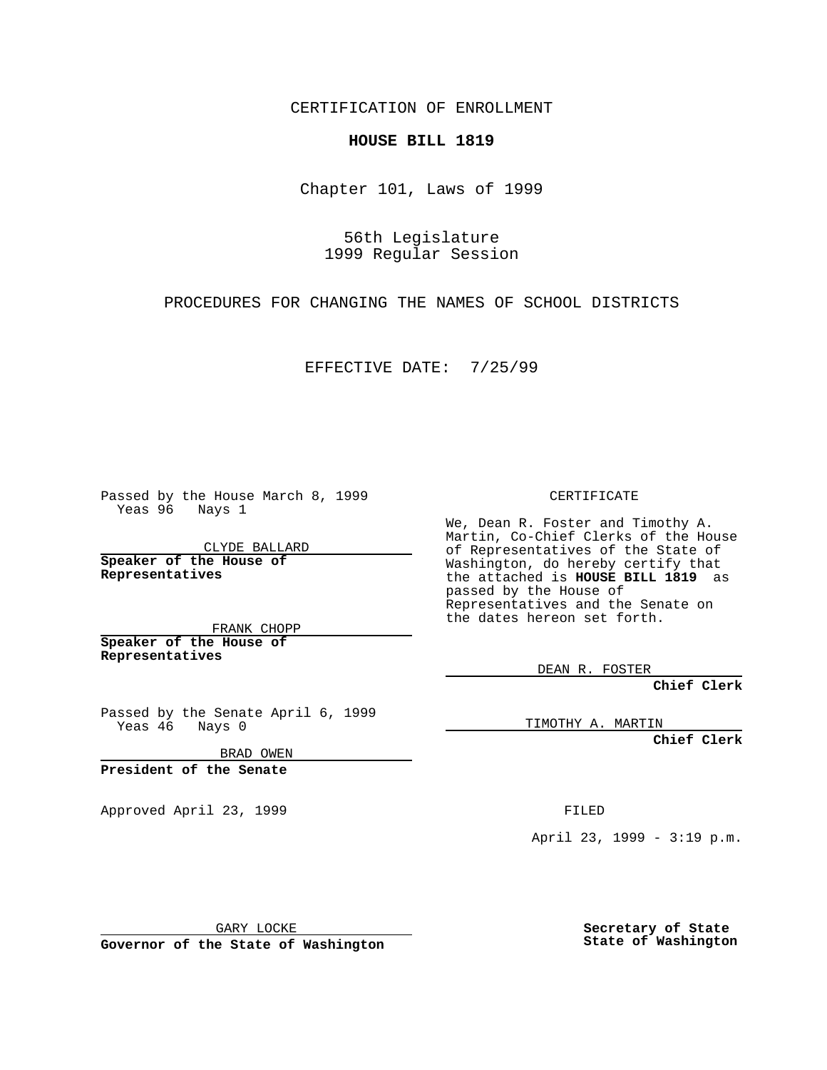CERTIFICATION OF ENROLLMENT

**HOUSE BILL 1819**

Chapter 101, Laws of 1999

56th Legislature
1999 Regular Session

PROCEDURES FOR CHANGING THE NAMES OF SCHOOL DISTRICTS

EFFECTIVE DATE: 7/25/99

Passed by the House March 8, 1999
Yeas 96 Nays 1

CLYDE BALLARD
**Speaker of the House of Representatives**

FRANK CHOPP
**Speaker of the House of Representatives**

Passed by the Senate April 6, 1999
Yeas 46 Nays 0

BRAD OWEN
**President of the Senate**

Approved April 23, 1999

GARY LOCKE
**Governor of the State of Washington**

CERTIFICATE

We, Dean R. Foster and Timothy A. Martin, Co-Chief Clerks of the House of Representatives of the State of Washington, do hereby certify that the attached is **HOUSE BILL 1819** as passed by the House of Representatives and the Senate on the dates hereon set forth.

DEAN R. FOSTER
**Chief Clerk**

TIMOTHY A. MARTIN
**Chief Clerk**

FILED

April 23, 1999 - 3:19 p.m.

**Secretary of State**
**State of Washington**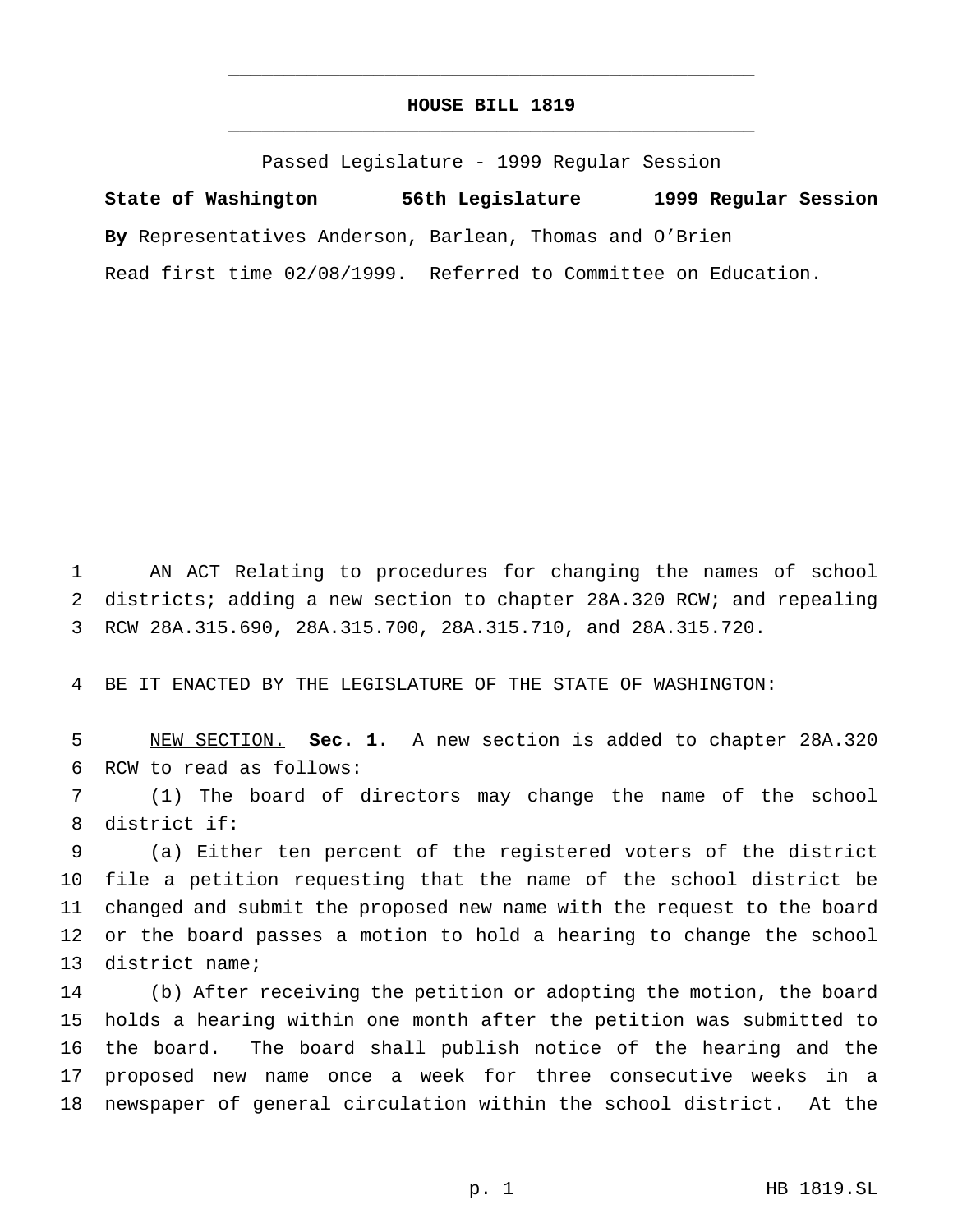# HOUSE BILL 1819

Passed Legislature - 1999 Regular Session

**State of Washington 56th Legislature 1999 Regular Session**

**By** Representatives Anderson, Barlean, Thomas and O'Brien

Read first time 02/08/1999. Referred to Committee on Education.

AN ACT Relating to procedures for changing the names of school districts; adding a new section to chapter 28A.320 RCW; and repealing RCW 28A.315.690, 28A.315.700, 28A.315.710, and 28A.315.720.

BE IT ENACTED BY THE LEGISLATURE OF THE STATE OF WASHINGTON:

NEW SECTION. **Sec. 1.** A new section is added to chapter 28A.320 RCW to read as follows:

(1) The board of directors may change the name of the school district if:

(a) Either ten percent of the registered voters of the district file a petition requesting that the name of the school district be changed and submit the proposed new name with the request to the board or the board passes a motion to hold a hearing to change the school district name;

(b) After receiving the petition or adopting the motion, the board holds a hearing within one month after the petition was submitted to the board. The board shall publish notice of the hearing and the proposed new name once a week for three consecutive weeks in a newspaper of general circulation within the school district. At the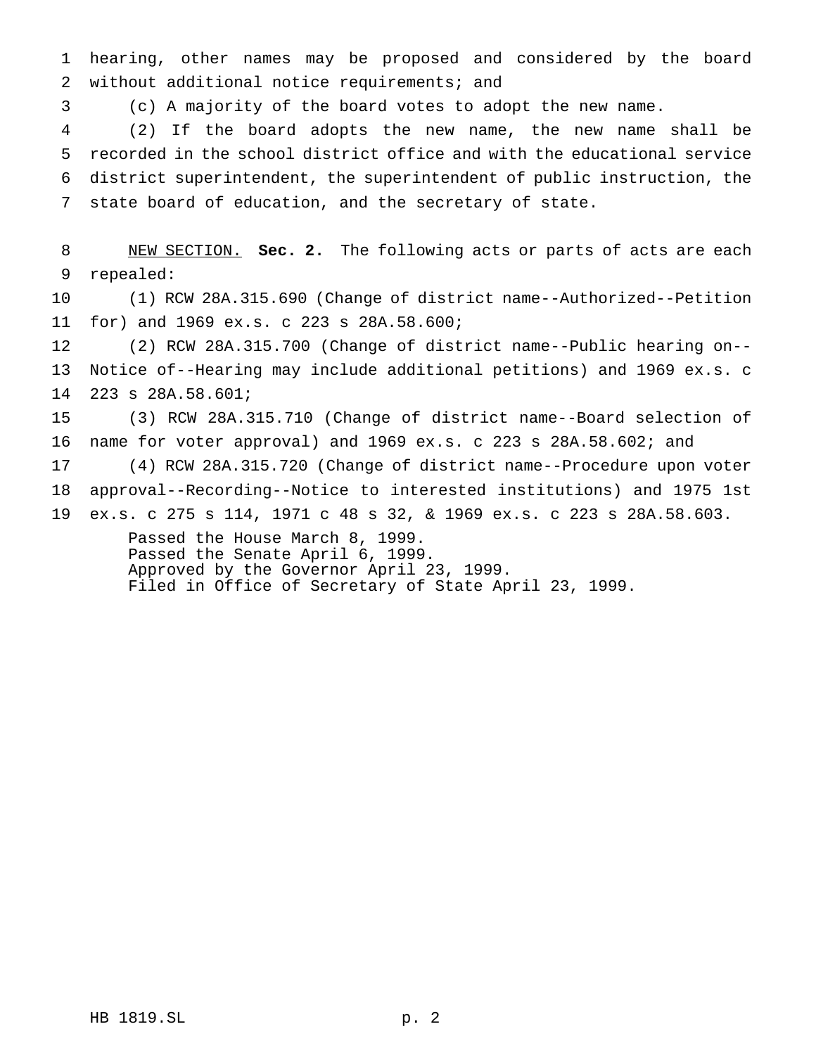hearing, other names may be proposed and considered by the board without additional notice requirements; and

(c) A majority of the board votes to adopt the new name.

(2) If the board adopts the new name, the new name shall be recorded in the school district office and with the educational service district superintendent, the superintendent of public instruction, the state board of education, and the secretary of state.

NEW SECTION. **Sec. 2.** The following acts or parts of acts are each repealed:

(1) RCW 28A.315.690 (Change of district name--Authorized--Petition for) and 1969 ex.s. c 223 s 28A.58.600;

(2) RCW 28A.315.700 (Change of district name--Public hearing on--Notice of--Hearing may include additional petitions) and 1969 ex.s. c 223 s 28A.58.601;

(3) RCW 28A.315.710 (Change of district name--Board selection of name for voter approval) and 1969 ex.s. c 223 s 28A.58.602; and

(4) RCW 28A.315.720 (Change of district name--Procedure upon voter approval--Recording--Notice to interested institutions) and 1975 1st ex.s. c 275 s 114, 1971 c 48 s 32, & 1969 ex.s. c 223 s 28A.58.603.

Passed the House March 8, 1999.
Passed the Senate April 6, 1999.
Approved by the Governor April 23, 1999.
Filed in Office of Secretary of State April 23, 1999.